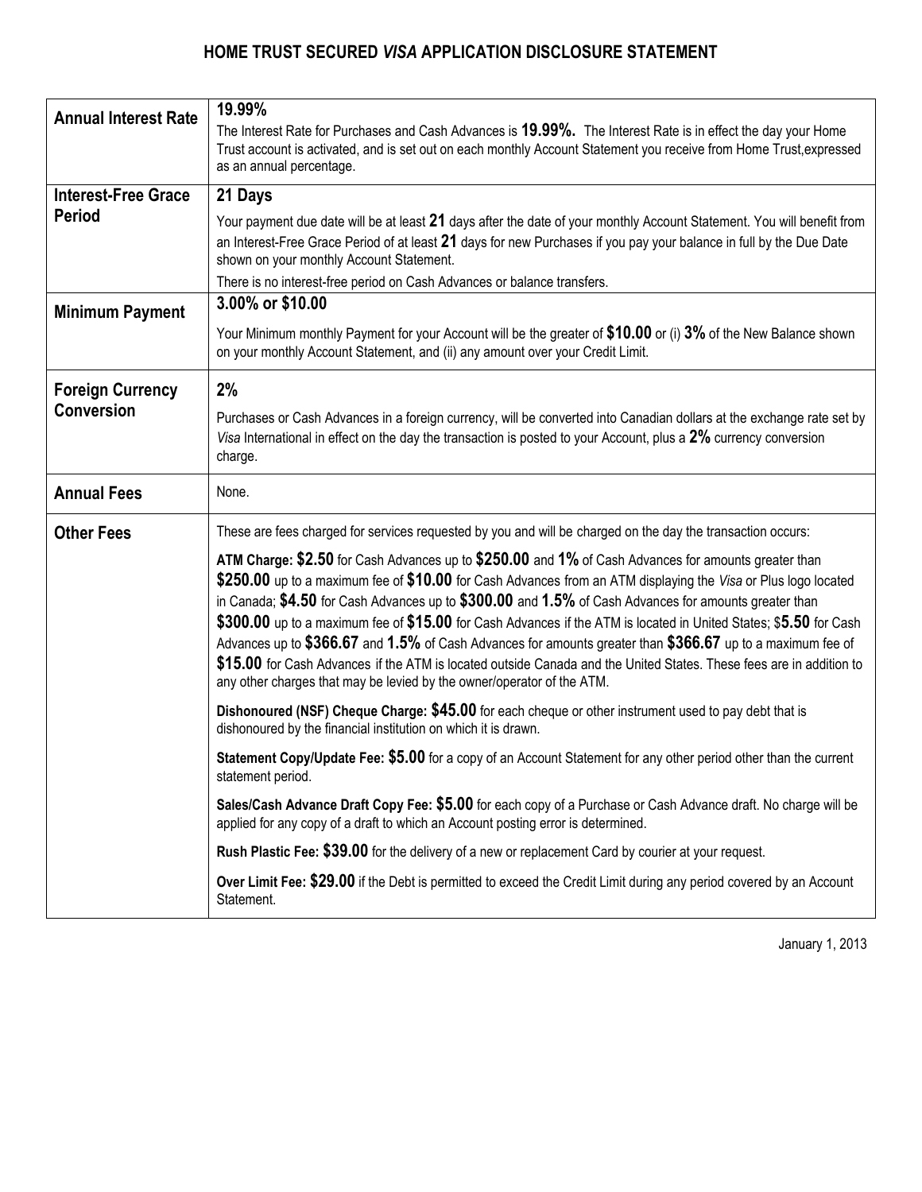# HOME TRUST SECURED *VISA* APPLICATION DISCLOSURE STATEMENT

| | |
|---|---|
| **Annual Interest Rate** | **19.99%**<br>The Interest Rate for Purchases and Cash Advances is **19.99%.** The Interest Rate is in effect the day your Home Trust account is activated, and is set out on each monthly Account Statement you receive from Home Trust,expressed as an annual percentage. |
| **Interest-Free Grace Period** | **21 Days**<br>Your payment due date will be at least **21** days after the date of your monthly Account Statement. You will benefit from an Interest-Free Grace Period of at least **21** days for new Purchases if you pay your balance in full by the Due Date shown on your monthly Account Statement.<br>There is no interest-free period on Cash Advances or balance transfers. |
| **Minimum Payment** | **3.00% or $10.00**<br>Your Minimum monthly Payment for your Account will be the greater of **$10.00** or (i) **3%** of the New Balance shown on your monthly Account Statement, and (ii) any amount over your Credit Limit. |
| **Foreign Currency Conversion** | **2%**<br>Purchases or Cash Advances in a foreign currency, will be converted into Canadian dollars at the exchange rate set by *Visa* International in effect on the day the transaction is posted to your Account, plus a **2%** currency conversion charge. |
| **Annual Fees** | None. |
| **Other Fees** | These are fees charged for services requested by you and will be charged on the day the transaction occurs:<br>**ATM Charge: $2.50** for Cash Advances up to **$250.00** and **1%** of Cash Advances for amounts greater than **$250.00** up to a maximum fee of **$10.00** for Cash Advances from an ATM displaying the *Visa* or Plus logo located in Canada; **$4.50** for Cash Advances up to **$300.00** and **1.5%** of Cash Advances for amounts greater than **$300.00** up to a maximum fee of **$15.00** for Cash Advances if the ATM is located in United States; $**5.50** for Cash Advances up to **$366.67** and **1.5%** of Cash Advances for amounts greater than **$366.67** up to a maximum fee of **$15.00** for Cash Advances if the ATM is located outside Canada and the United States. These fees are in addition to any other charges that may be levied by the owner/operator of the ATM.<br>**Dishonoured (NSF) Cheque Charge: $45.00** for each cheque or other instrument used to pay debt that is dishonoured by the financial institution on which it is drawn.<br>**Statement Copy/Update Fee: $5.00** for a copy of an Account Statement for any other period other than the current statement period.<br>**Sales/Cash Advance Draft Copy Fee: $5.00** for each copy of a Purchase or Cash Advance draft. No charge will be applied for any copy of a draft to which an Account posting error is determined.<br>**Rush Plastic Fee: $39.00** for the delivery of a new or replacement Card by courier at your request.<br>**Over Limit Fee: $29.00** if the Debt is permitted to exceed the Credit Limit during any period covered by an Account Statement. |

January 1, 2013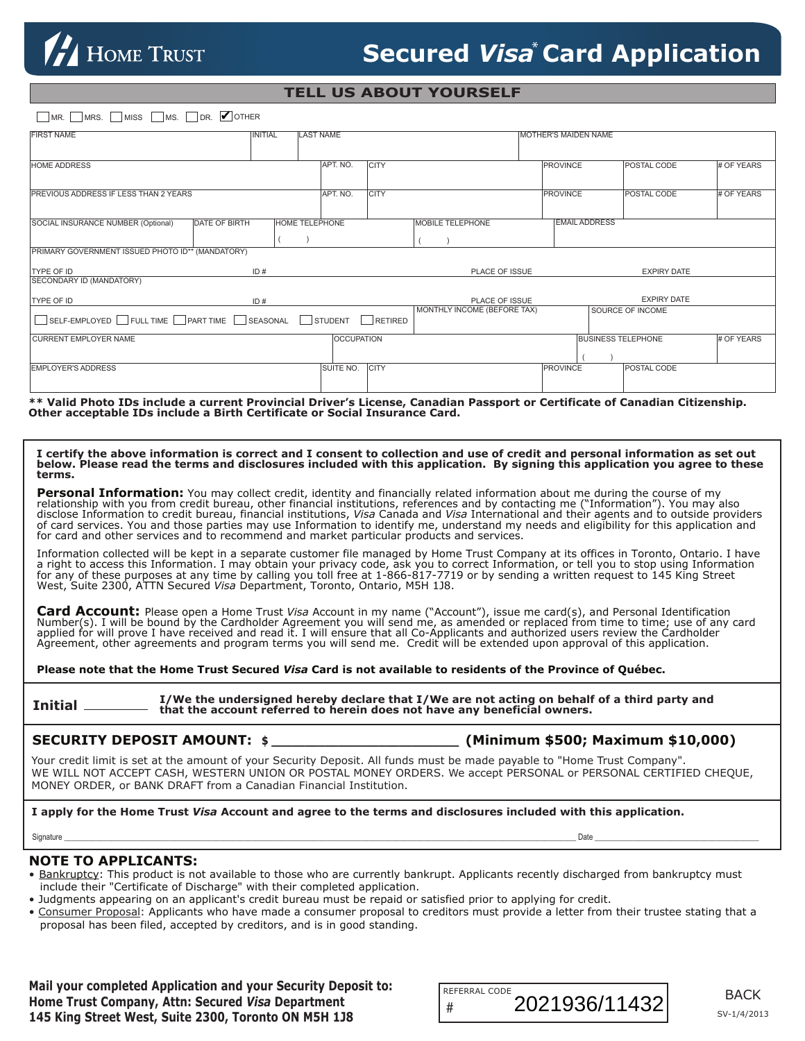# Home Trust

# Secured *Visa*\* Card Application

## TELL US ABOUT YOURSELF

☐ MR. ☐ MRS. ☐ MISS ☐ MS. ☐ DR. ☑ OTHER

| FIRST NAME | INITIAL | LAST NAME | | MOTHER'S MAIDEN NAME | | |
|---|---|---|---|---|---|---|
| HOME ADDRESS | APT. NO. | CITY | PROVINCE | POSTAL CODE | # OF YEARS | |
| PREVIOUS ADDRESS IF LESS THAN 2 YEARS | APT. NO. | CITY | PROVINCE | POSTAL CODE | # OF YEARS | |
| SOCIAL INSURANCE NUMBER (Optional) | DATE OF BIRTH | HOME TELEPHONE ( ) | MOBILE TELEPHONE ( ) | EMAIL ADDRESS | | |

PRIMARY GOVERNMENT ISSUED PHOTO ID** (MANDATORY)

| TYPE OF ID | ID # | PLACE OF ISSUE | EXPIRY DATE |
|---|---|---|---|

SECONDARY ID (MANDATORY)

| TYPE OF ID | ID # | PLACE OF ISSUE | EXPIRY DATE |
|---|---|---|---|

☐ SELF-EMPLOYED ☐ FULL TIME ☐ PART TIME ☐ SEASONAL ☐ STUDENT ☐ RETIRED

| MONTHLY INCOME (BEFORE TAX) | SOURCE OF INCOME |
|---|---|

| CURRENT EMPLOYER NAME | OCCUPATION | BUSINESS TELEPHONE ( ) | # OF YEARS |
|---|---|---|---|
| EMPLOYER'S ADDRESS | SUITE NO. | CITY | PROVINCE | POSTAL CODE |

**\*\* Valid Photo IDs include a current Provincial Driver's License, Canadian Passport or Certificate of Canadian Citizenship. Other acceptable IDs include a Birth Certificate or Social Insurance Card.**

**I certify the above information is correct and I consent to collection and use of credit and personal information as set out below. Please read the terms and disclosures included with this application. By signing this application you agree to these terms.**

**Personal Information:** You may collect credit, identity and financially related information about me during the course of my relationship with you from credit bureau, other financial institutions, references and by contacting me ("Information"). You may also disclose Information to credit bureau, financial institutions, *Visa* Canada and *Visa* International and their agents and to outside providers of card services. You and those parties may use Information to identify me, understand my needs and eligibility for this application and for card and other services and to recommend and market particular products and services.

Information collected will be kept in a separate customer file managed by Home Trust Company at its offices in Toronto, Ontario. I have a right to access this Information. I may obtain your privacy code, ask you to correct Information, or tell you to stop using Information for any of these purposes at any time by calling you toll free at 1-866-817-7719 or by sending a written request to 145 King Street West, Suite 2300, ATTN Secured *Visa* Department, Toronto, Ontario, M5H 1J8.

**Card Account:** Please open a Home Trust *Visa* Account in my name ("Account"), issue me card(s), and Personal Identification Number(s). I will be bound by the Cardholder Agreement you will send me, as amended or replaced from time to time; use of any card applied for will prove I have received and read it. I will ensure that all Co-Applicants and authorized users review the Cardholder Agreement, other agreements and program terms you will send me. Credit will be extended upon approval of this application.

**Please note that the Home Trust Secured *Visa* Card is not available to residents of the Province of Québec.**

**Initial ________** **I/We the undersigned hereby declare that I/We are not acting on behalf of a third party and that the account referred to herein does not have any beneficial owners.**

**SECURITY DEPOSIT AMOUNT: $ ____________________ (Minimum $500; Maximum $10,000)**

Your credit limit is set at the amount of your Security Deposit. All funds must be made payable to "Home Trust Company". WE WILL NOT ACCEPT CASH, WESTERN UNION OR POSTAL MONEY ORDERS. We accept PERSONAL or PERSONAL CERTIFIED CHEQUE, MONEY ORDER, or BANK DRAFT from a Canadian Financial Institution.

**I apply for the Home Trust *Visa* Account and agree to the terms and disclosures included with this application.**

Signature ____________________ Date ____________________

## NOTE TO APPLICANTS:

- Bankruptcy: This product is not available to those who are currently bankrupt. Applicants recently discharged from bankruptcy must include their "Certificate of Discharge" with their completed application.
- Judgments appearing on an applicant's credit bureau must be repaid or satisfied prior to applying for credit.
- Consumer Proposal: Applicants who have made a consumer proposal to creditors must provide a letter from their trustee stating that a proposal has been filed, accepted by creditors, and is in good standing.

**Mail your completed Application and your Security Deposit to:**
**Home Trust Company, Attn: Secured *Visa* Department**
**145 King Street West, Suite 2300, Toronto ON M5H 1J8**

REFERRAL CODE # 2021936/11432

BACK

SV-1/4/2013